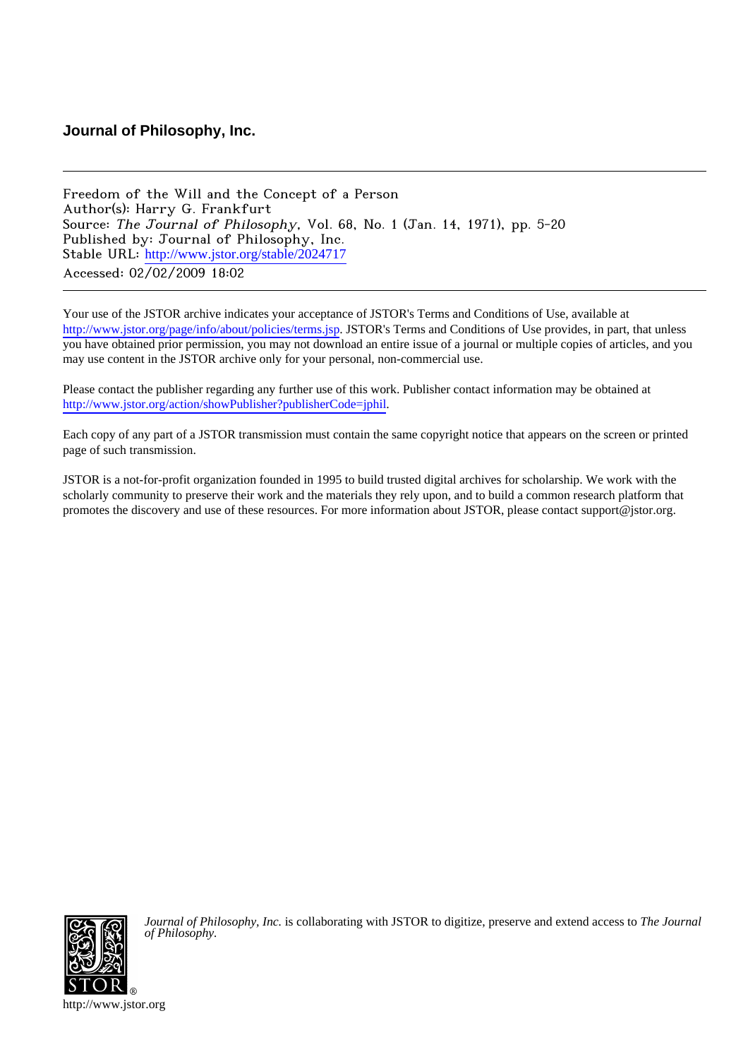**Journal of Philosophy, Inc.**

---

Freedom of the Will and the Concept of a Person
Author(s): Harry G. Frankfurt
Source: *The Journal of Philosophy*, Vol. 68, No. 1 (Jan. 14, 1971), pp. 5-20
Published by: Journal of Philosophy, Inc.
Stable URL: http://www.jstor.org/stable/2024717
Accessed: 02/02/2009 18:02

---

Your use of the JSTOR archive indicates your acceptance of JSTOR's Terms and Conditions of Use, available at http://www.jstor.org/page/info/about/policies/terms.jsp. JSTOR's Terms and Conditions of Use provides, in part, that unless you have obtained prior permission, you may not download an entire issue of a journal or multiple copies of articles, and you may use content in the JSTOR archive only for your personal, non-commercial use.

Please contact the publisher regarding any further use of this work. Publisher contact information may be obtained at http://www.jstor.org/action/showPublisher?publisherCode=jphil.

Each copy of any part of a JSTOR transmission must contain the same copyright notice that appears on the screen or printed page of such transmission.

JSTOR is a not-for-profit organization founded in 1995 to build trusted digital archives for scholarship. We work with the scholarly community to preserve their work and the materials they rely upon, and to build a common research platform that promotes the discovery and use of these resources. For more information about JSTOR, please contact support@jstor.org.

*Journal of Philosophy, Inc.* is collaborating with JSTOR to digitize, preserve and extend access to *The Journal of Philosophy.*

http://www.jstor.org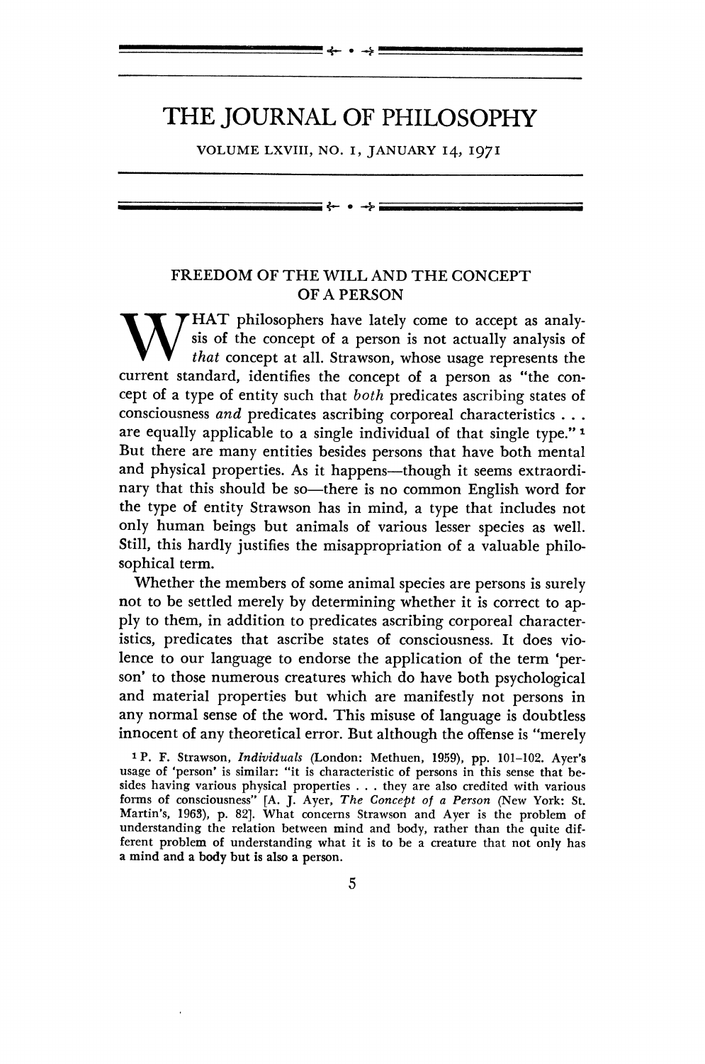# THE JOURNAL OF PHILOSOPHY

VOLUME LXVIII, NO. 1, JANUARY 14, 1971

## FREEDOM OF THE WILL AND THE CONCEPT OF A PERSON

WHAT philosophers have lately come to accept as analysis of the concept of a person is not actually analysis of *that* concept at all. Strawson, whose usage represents the current standard, identifies the concept of a person as "the concept of a type of entity such that *both* predicates ascribing states of consciousness *and* predicates ascribing corporeal characteristics . . . are equally applicable to a single individual of that single type." [1] But there are many entities besides persons that have both mental and physical properties. As it happens—though it seems extraordinary that this should be so—there is no common English word for the type of entity Strawson has in mind, a type that includes not only human beings but animals of various lesser species as well. Still, this hardly justifies the misappropriation of a valuable philosophical term.

Whether the members of some animal species are persons is surely not to be settled merely by determining whether it is correct to apply to them, in addition to predicates ascribing corporeal characteristics, predicates that ascribe states of consciousness. It does violence to our language to endorse the application of the term 'person' to those numerous creatures which do have both psychological and material properties but which are manifestly not persons in any normal sense of the word. This misuse of language is doubtless innocent of any theoretical error. But although the offense is "merely

[1] P. F. Strawson, *Individuals* (London: Methuen, 1959), pp. 101–102. Ayer's usage of 'person' is similar: "it is characteristic of persons in this sense that besides having various physical properties . . . they are also credited with various forms of consciousness" [A. J. Ayer, *The Concept of a Person* (New York: St. Martin's, 1963), p. 82]. What concerns Strawson and Ayer is the problem of understanding the relation between mind and body, rather than the quite different problem of understanding what it is to be a creature that not only has a mind and a body but is also a person.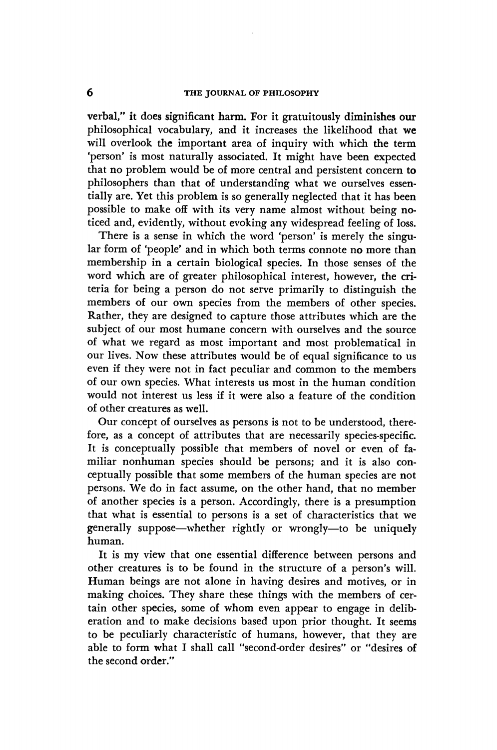verbal," it does significant harm. For it gratuitously diminishes our philosophical vocabulary, and it increases the likelihood that we will overlook the important area of inquiry with which the term 'person' is most naturally associated. It might have been expected that no problem would be of more central and persistent concern to philosophers than that of understanding what we ourselves essentially are. Yet this problem is so generally neglected that it has been possible to make off with its very name almost without being noticed and, evidently, without evoking any widespread feeling of loss.

There is a sense in which the word 'person' is merely the singular form of 'people' and in which both terms connote no more than membership in a certain biological species. In those senses of the word which are of greater philosophical interest, however, the criteria for being a person do not serve primarily to distinguish the members of our own species from the members of other species. Rather, they are designed to capture those attributes which are the subject of our most humane concern with ourselves and the source of what we regard as most important and most problematical in our lives. Now these attributes would be of equal significance to us even if they were not in fact peculiar and common to the members of our own species. What interests us most in the human condition would not interest us less if it were also a feature of the condition of other creatures as well.

Our concept of ourselves as persons is not to be understood, therefore, as a concept of attributes that are necessarily species-specific. It is conceptually possible that members of novel or even of familiar nonhuman species should be persons; and it is also conceptually possible that some members of the human species are not persons. We do in fact assume, on the other hand, that no member of another species is a person. Accordingly, there is a presumption that what is essential to persons is a set of characteristics that we generally suppose—whether rightly or wrongly—to be uniquely human.

It is my view that one essential difference between persons and other creatures is to be found in the structure of a person's will. Human beings are not alone in having desires and motives, or in making choices. They share these things with the members of certain other species, some of whom even appear to engage in deliberation and to make decisions based upon prior thought. It seems to be peculiarly characteristic of humans, however, that they are able to form what I shall call "second-order desires" or "desires of the second order."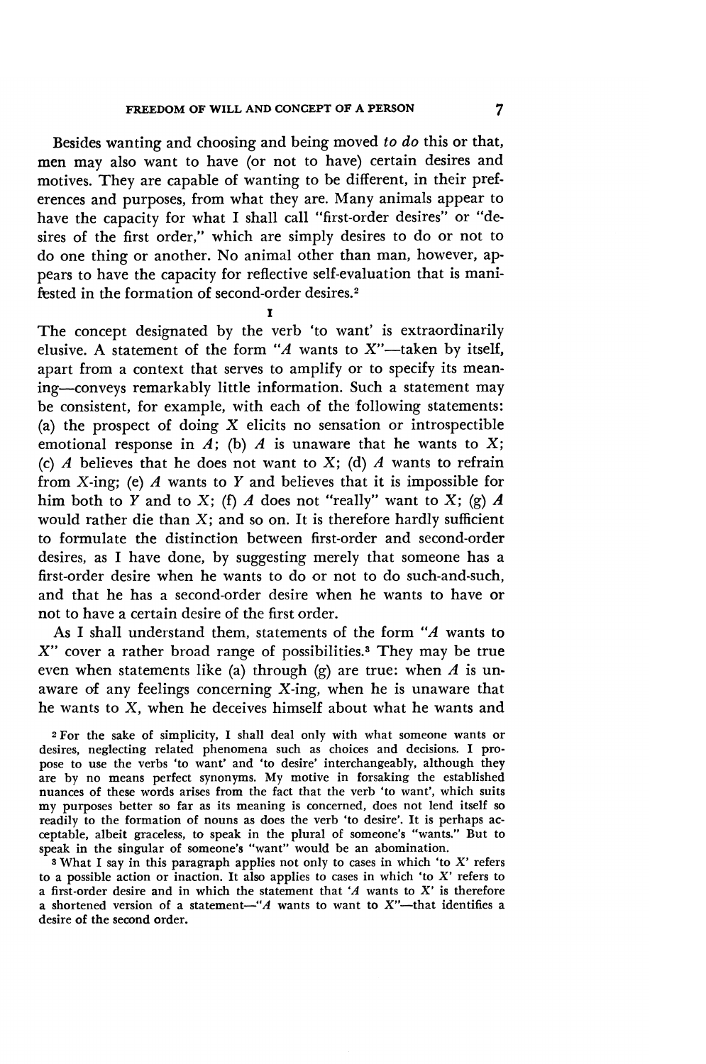Besides wanting and choosing and being moved *to do* this or that, men may also want to have (or not to have) certain desires and motives. They are capable of wanting to be different, in their preferences and purposes, from what they are. Many animals appear to have the capacity for what I shall call "first-order desires" or "desires of the first order," which are simply desires to do or not to do one thing or another. No animal other than man, however, appears to have the capacity for reflective self-evaluation that is manifested in the formation of second-order desires.[2]

## I

The concept designated by the verb 'to want' is extraordinarily elusive. A statement of the form "*A* wants to *X*"—taken by itself, apart from a context that serves to amplify or to specify its meaning—conveys remarkably little information. Such a statement may be consistent, for example, with each of the following statements: (a) the prospect of doing *X* elicits no sensation or introspectible emotional response in *A*; (b) *A* is unaware that he wants to *X*; (c) *A* believes that he does not want to *X*; (d) *A* wants to refrain from *X*-ing; (e) *A* wants to *Y* and believes that it is impossible for him both to *Y* and to *X*; (f) *A* does not "really" want to *X*; (g) *A* would rather die than *X*; and so on. It is therefore hardly sufficient to formulate the distinction between first-order and second-order desires, as I have done, by suggesting merely that someone has a first-order desire when he wants to do or not to do such-and-such, and that he has a second-order desire when he wants to have or not to have a certain desire of the first order.

As I shall understand them, statements of the form "*A* wants to *X*" cover a rather broad range of possibilities.[3] They may be true even when statements like (a) through (g) are true: when *A* is unaware of any feelings concerning *X*-ing, when he is unaware that he wants to *X*, when he deceives himself about what he wants and

[2] For the sake of simplicity, I shall deal only with what someone wants or desires, neglecting related phenomena such as choices and decisions. I propose to use the verbs 'to want' and 'to desire' interchangeably, although they are by no means perfect synonyms. My motive in forsaking the established nuances of these words arises from the fact that the verb 'to want', which suits my purposes better so far as its meaning is concerned, does not lend itself so readily to the formation of nouns as does the verb 'to desire'. It is perhaps acceptable, albeit graceless, to speak in the plural of someone's "wants." But to speak in the singular of someone's "want" would be an abomination.

[3] What I say in this paragraph applies not only to cases in which 'to *X*' refers to a possible action or inaction. It also applies to cases in which 'to *X*' refers to a first-order desire and in which the statement that '*A* wants to *X*' is therefore a shortened version of a statement—"*A* wants to want to *X*"—that identifies a desire of the second order.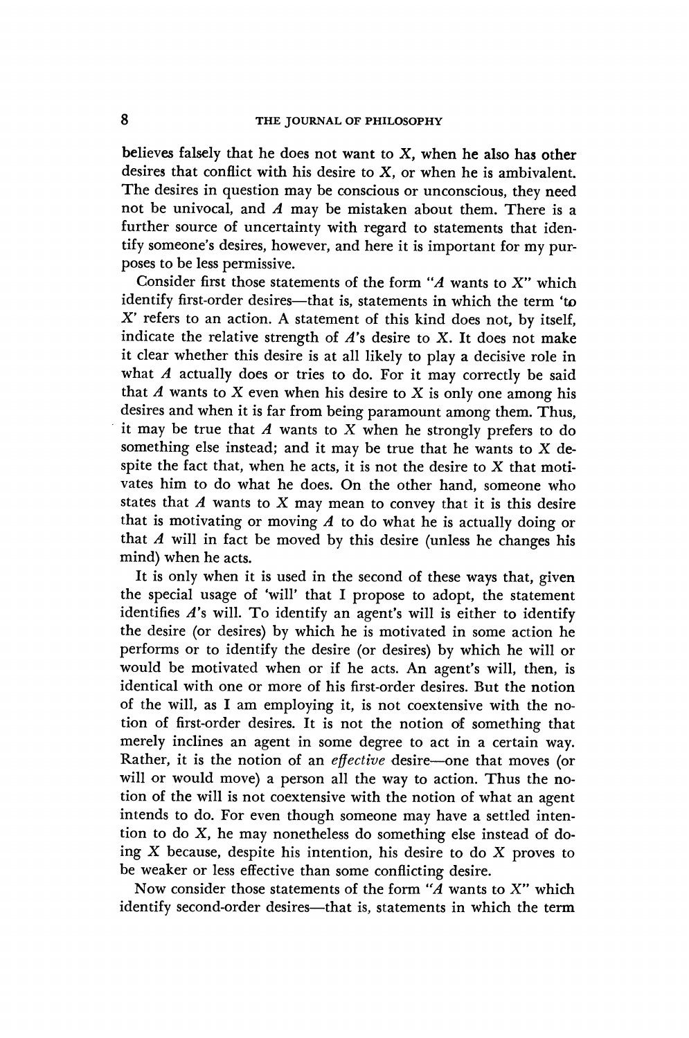believes falsely that he does not want to X, when he also has other desires that conflict with his desire to X, or when he is ambivalent. The desires in question may be conscious or unconscious, they need not be univocal, and A may be mistaken about them. There is a further source of uncertainty with regard to statements that identify someone's desires, however, and here it is important for my purposes to be less permissive.

Consider first those statements of the form "A wants to X" which identify first-order desires—that is, statements in which the term 'to X' refers to an action. A statement of this kind does not, by itself, indicate the relative strength of A's desire to X. It does not make it clear whether this desire is at all likely to play a decisive role in what A actually does or tries to do. For it may correctly be said that A wants to X even when his desire to X is only one among his desires and when it is far from being paramount among them. Thus, it may be true that A wants to X when he strongly prefers to do something else instead; and it may be true that he wants to X despite the fact that, when he acts, it is not the desire to X that motivates him to do what he does. On the other hand, someone who states that A wants to X may mean to convey that it is this desire that is motivating or moving A to do what he is actually doing or that A will in fact be moved by this desire (unless he changes his mind) when he acts.

It is only when it is used in the second of these ways that, given the special usage of 'will' that I propose to adopt, the statement identifies A's will. To identify an agent's will is either to identify the desire (or desires) by which he is motivated in some action he performs or to identify the desire (or desires) by which he will or would be motivated when or if he acts. An agent's will, then, is identical with one or more of his first-order desires. But the notion of the will, as I am employing it, is not coextensive with the notion of first-order desires. It is not the notion of something that merely inclines an agent in some degree to act in a certain way. Rather, it is the notion of an *effective* desire—one that moves (or will or would move) a person all the way to action. Thus the notion of the will is not coextensive with the notion of what an agent intends to do. For even though someone may have a settled intention to do X, he may nonetheless do something else instead of doing X because, despite his intention, his desire to do X proves to be weaker or less effective than some conflicting desire.

Now consider those statements of the form "A wants to X" which identify second-order desires—that is, statements in which the term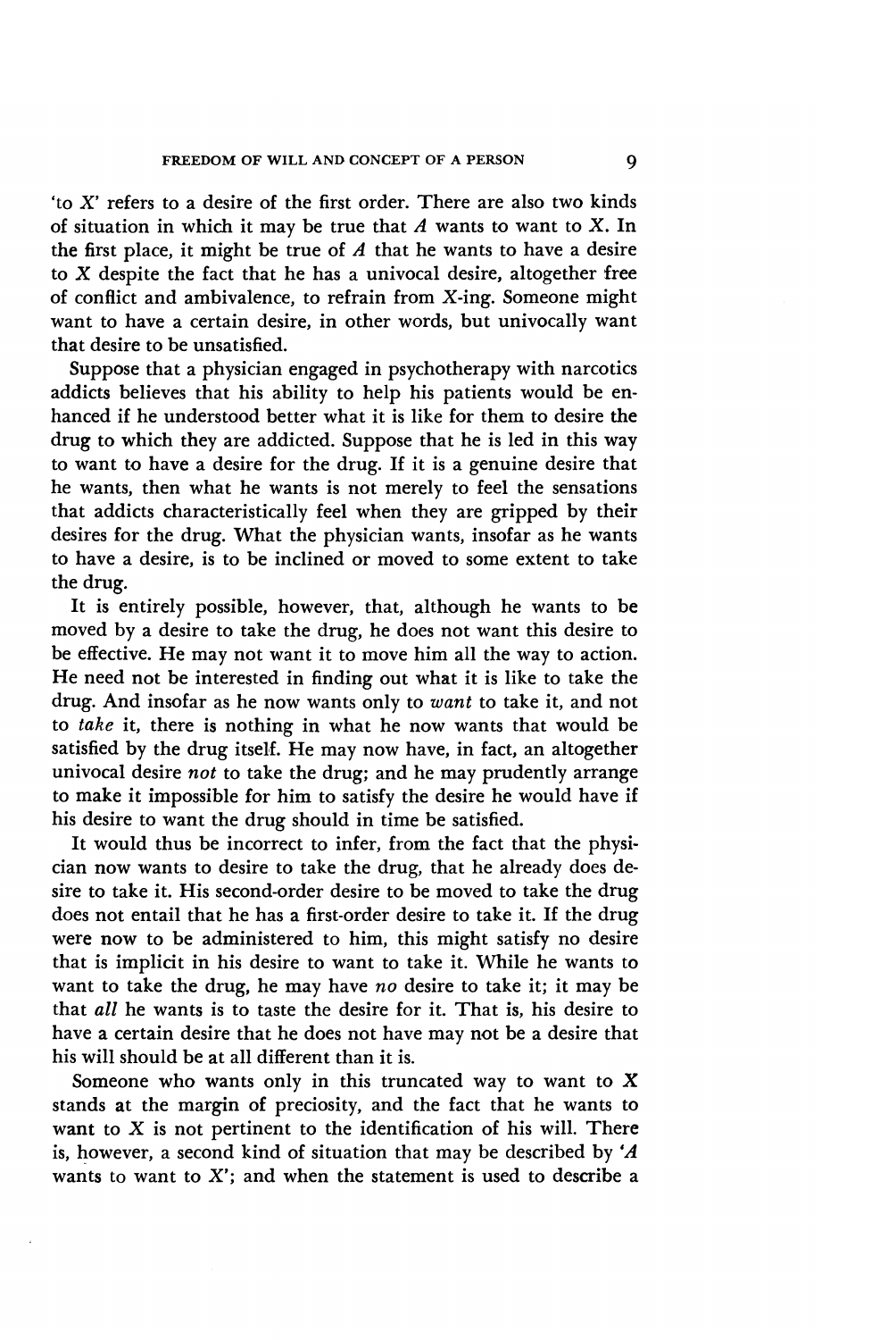'to *X*' refers to a desire of the first order. There are also two kinds of situation in which it may be true that *A* wants to want to X. In the first place, it might be true of *A* that he wants to have a desire to X despite the fact that he has a univocal desire, altogether free of conflict and ambivalence, to refrain from *X*-ing. Someone might want to have a certain desire, in other words, but univocally want that desire to be unsatisfied.

Suppose that a physician engaged in psychotherapy with narcotics addicts believes that his ability to help his patients would be enhanced if he understood better what it is like for them to desire the drug to which they are addicted. Suppose that he is led in this way to want to have a desire for the drug. If it is a genuine desire that he wants, then what he wants is not merely to feel the sensations that addicts characteristically feel when they are gripped by their desires for the drug. What the physician wants, insofar as he wants to have a desire, is to be inclined or moved to some extent to take the drug.

It is entirely possible, however, that, although he wants to be moved by a desire to take the drug, he does not want this desire to be effective. He may not want it to move him all the way to action. He need not be interested in finding out what it is like to take the drug. And insofar as he now wants only to *want* to take it, and not to *take* it, there is nothing in what he now wants that would be satisfied by the drug itself. He may now have, in fact, an altogether univocal desire *not* to take the drug; and he may prudently arrange to make it impossible for him to satisfy the desire he would have if his desire to want the drug should in time be satisfied.

It would thus be incorrect to infer, from the fact that the physician now wants to desire to take the drug, that he already does desire to take it. His second-order desire to be moved to take the drug does not entail that he has a first-order desire to take it. If the drug were now to be administered to him, this might satisfy no desire that is implicit in his desire to want to take it. While he wants to want to take the drug, he may have *no* desire to take it; it may be that *all* he wants is to taste the desire for it. That is, his desire to have a certain desire that he does not have may not be a desire that his will should be at all different than it is.

Someone who wants only in this truncated way to want to X stands at the margin of preciosity, and the fact that he wants to want to X is not pertinent to the identification of his will. There is, however, a second kind of situation that may be described by '*A* wants to want to *X*'; and when the statement is used to describe a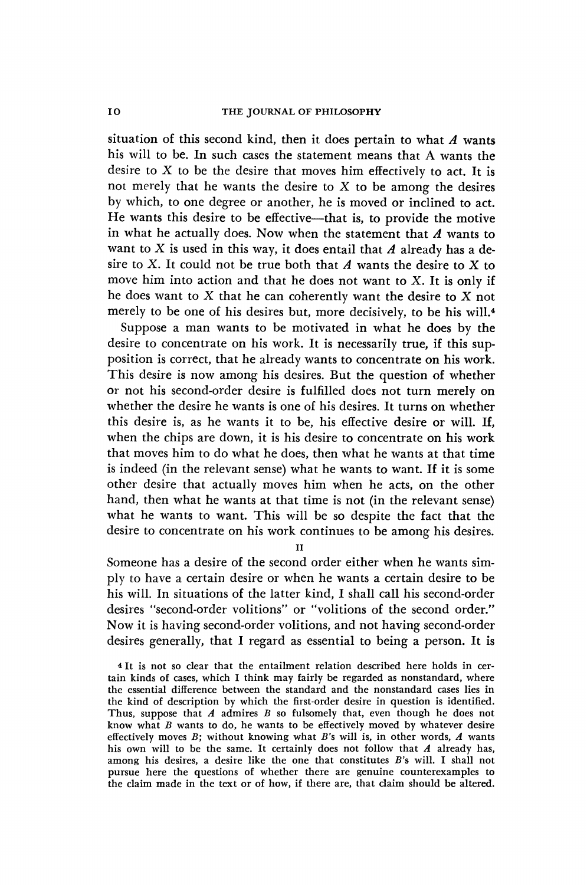situation of this second kind, then it does pertain to what *A* wants his will to be. In such cases the statement means that A wants the desire to *X* to be the desire that moves him effectively to act. It is not merely that he wants the desire to *X* to be among the desires by which, to one degree or another, he is moved or inclined to act. He wants this desire to be effective—that is, to provide the motive in what he actually does. Now when the statement that *A* wants to want to *X* is used in this way, it does entail that *A* already has a desire to *X*. It could not be true both that *A* wants the desire to *X* to move him into action and that he does not want to *X*. It is only if he does want to *X* that he can coherently want the desire to *X* not merely to be one of his desires but, more decisively, to be his will.[4]

Suppose a man wants to be motivated in what he does by the desire to concentrate on his work. It is necessarily true, if this supposition is correct, that he already wants to concentrate on his work. This desire is now among his desires. But the question of whether or not his second-order desire is fulfilled does not turn merely on whether the desire he wants is one of his desires. It turns on whether this desire is, as he wants it to be, his effective desire or will. If, when the chips are down, it is his desire to concentrate on his work that moves him to do what he does, then what he wants at that time is indeed (in the relevant sense) what he wants to want. If it is some other desire that actually moves him when he acts, on the other hand, then what he wants at that time is not (in the relevant sense) what he wants to want. This will be so despite the fact that the desire to concentrate on his work continues to be among his desires.

## II

Someone has a desire of the second order either when he wants simply to have a certain desire or when he wants a certain desire to be his will. In situations of the latter kind, I shall call his second-order desires "second-order volitions" or "volitions of the second order." Now it is having second-order volitions, and not having second-order desires generally, that I regard as essential to being a person. It is

[4] It is not so clear that the entailment relation described here holds in certain kinds of cases, which I think may fairly be regarded as nonstandard, where the essential difference between the standard and the nonstandard cases lies in the kind of description by which the first-order desire in question is identified. Thus, suppose that *A* admires *B* so fulsomely that, even though he does not know what *B* wants to do, he wants to be effectively moved by whatever desire effectively moves *B*; without knowing what *B*'s will is, in other words, *A* wants his own will to be the same. It certainly does not follow that *A* already has, among his desires, a desire like the one that constitutes *B*'s will. I shall not pursue here the questions of whether there are genuine counterexamples to the claim made in the text or of how, if there are, that claim should be altered.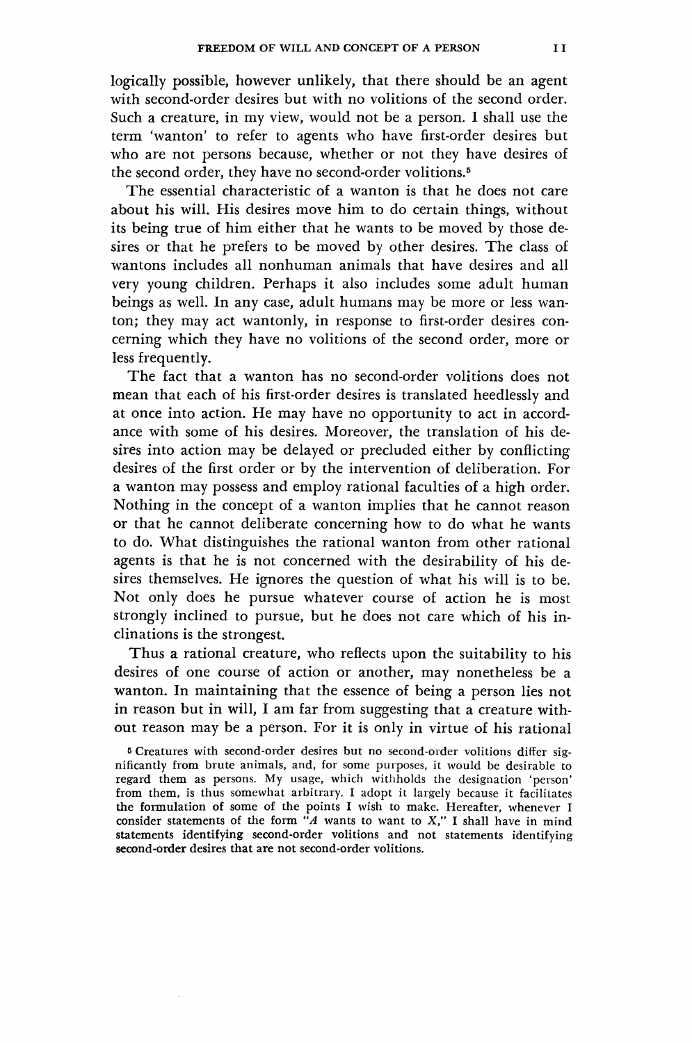logically possible, however unlikely, that there should be an agent with second-order desires but with no volitions of the second order. Such a creature, in my view, would not be a person. I shall use the term 'wanton' to refer to agents who have first-order desires but who are not persons because, whether or not they have desires of the second order, they have no second-order volitions.[5]

The essential characteristic of a wanton is that he does not care about his will. His desires move him to do certain things, without its being true of him either that he wants to be moved by those desires or that he prefers to be moved by other desires. The class of wantons includes all nonhuman animals that have desires and all very young children. Perhaps it also includes some adult human beings as well. In any case, adult humans may be more or less wanton; they may act wantonly, in response to first-order desires concerning which they have no volitions of the second order, more or less frequently.

The fact that a wanton has no second-order volitions does not mean that each of his first-order desires is translated heedlessly and at once into action. He may have no opportunity to act in accordance with some of his desires. Moreover, the translation of his desires into action may be delayed or precluded either by conflicting desires of the first order or by the intervention of deliberation. For a wanton may possess and employ rational faculties of a high order. Nothing in the concept of a wanton implies that he cannot reason or that he cannot deliberate concerning how to do what he wants to do. What distinguishes the rational wanton from other rational agents is that he is not concerned with the desirability of his desires themselves. He ignores the question of what his will is to be. Not only does he pursue whatever course of action he is most strongly inclined to pursue, but he does not care which of his inclinations is the strongest.

Thus a rational creature, who reflects upon the suitability to his desires of one course of action or another, may nonetheless be a wanton. In maintaining that the essence of being a person lies not in reason but in will, I am far from suggesting that a creature without reason may be a person. For it is only in virtue of his rational

[5] Creatures with second-order desires but no second-order volitions differ significantly from brute animals, and, for some purposes, it would be desirable to regard them as persons. My usage, which withholds the designation 'person' from them, is thus somewhat arbitrary. I adopt it largely because it facilitates the formulation of some of the points I wish to make. Hereafter, whenever I consider statements of the form "*A* wants to want to *X*," I shall have in mind statements identifying second-order volitions and not statements identifying second-order desires that are not second-order volitions.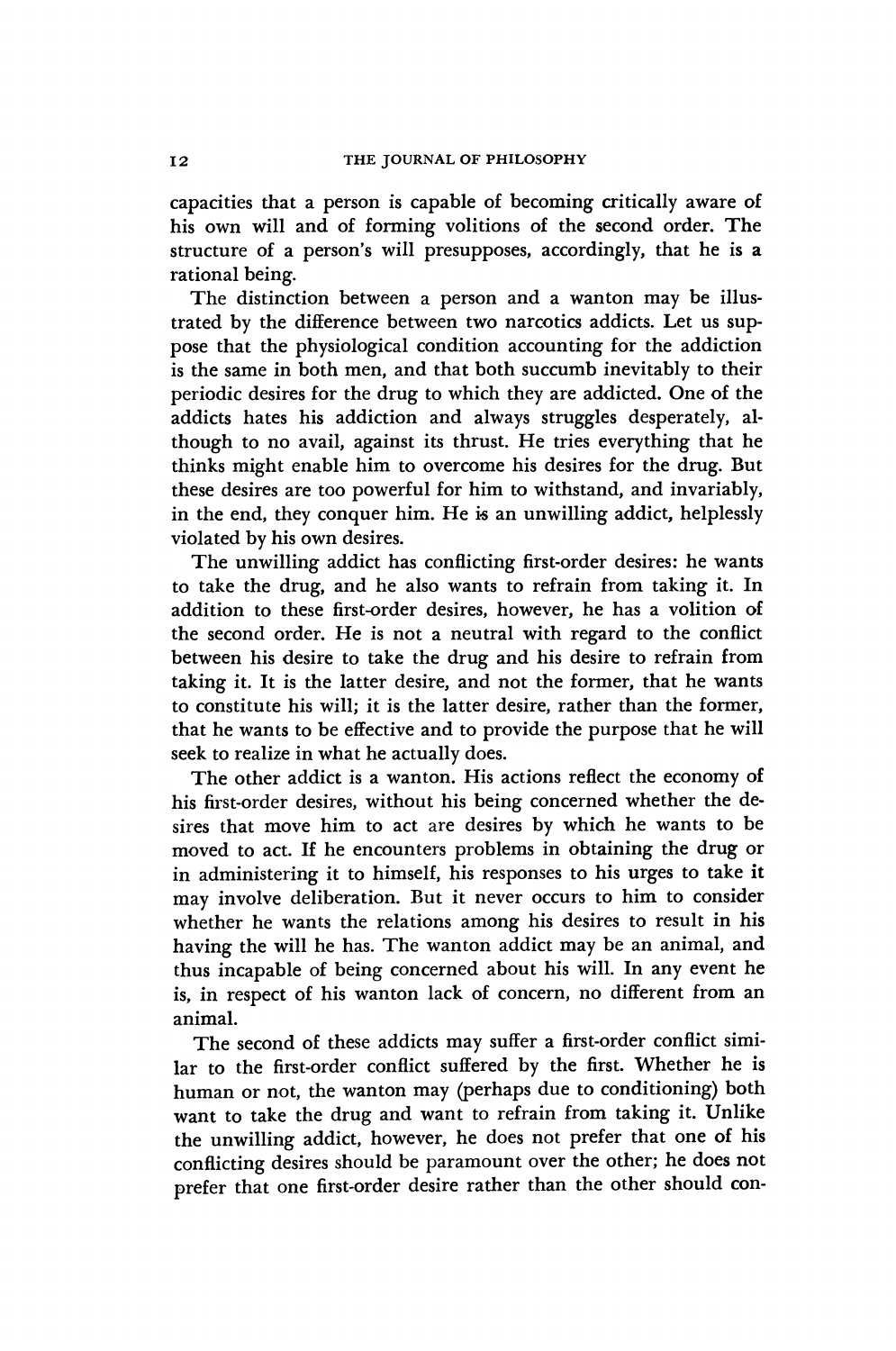capacities that a person is capable of becoming critically aware of his own will and of forming volitions of the second order. The structure of a person's will presupposes, accordingly, that he is a rational being.

The distinction between a person and a wanton may be illustrated by the difference between two narcotics addicts. Let us suppose that the physiological condition accounting for the addiction is the same in both men, and that both succumb inevitably to their periodic desires for the drug to which they are addicted. One of the addicts hates his addiction and always struggles desperately, although to no avail, against its thrust. He tries everything that he thinks might enable him to overcome his desires for the drug. But these desires are too powerful for him to withstand, and invariably, in the end, they conquer him. He is an unwilling addict, helplessly violated by his own desires.

The unwilling addict has conflicting first-order desires: he wants to take the drug, and he also wants to refrain from taking it. In addition to these first-order desires, however, he has a volition of the second order. He is not a neutral with regard to the conflict between his desire to take the drug and his desire to refrain from taking it. It is the latter desire, and not the former, that he wants to constitute his will; it is the latter desire, rather than the former, that he wants to be effective and to provide the purpose that he will seek to realize in what he actually does.

The other addict is a wanton. His actions reflect the economy of his first-order desires, without his being concerned whether the desires that move him to act are desires by which he wants to be moved to act. If he encounters problems in obtaining the drug or in administering it to himself, his responses to his urges to take it may involve deliberation. But it never occurs to him to consider whether he wants the relations among his desires to result in his having the will he has. The wanton addict may be an animal, and thus incapable of being concerned about his will. In any event he is, in respect of his wanton lack of concern, no different from an animal.

The second of these addicts may suffer a first-order conflict similar to the first-order conflict suffered by the first. Whether he is human or not, the wanton may (perhaps due to conditioning) both want to take the drug and want to refrain from taking it. Unlike the unwilling addict, however, he does not prefer that one of his conflicting desires should be paramount over the other; he does not prefer that one first-order desire rather than the other should con-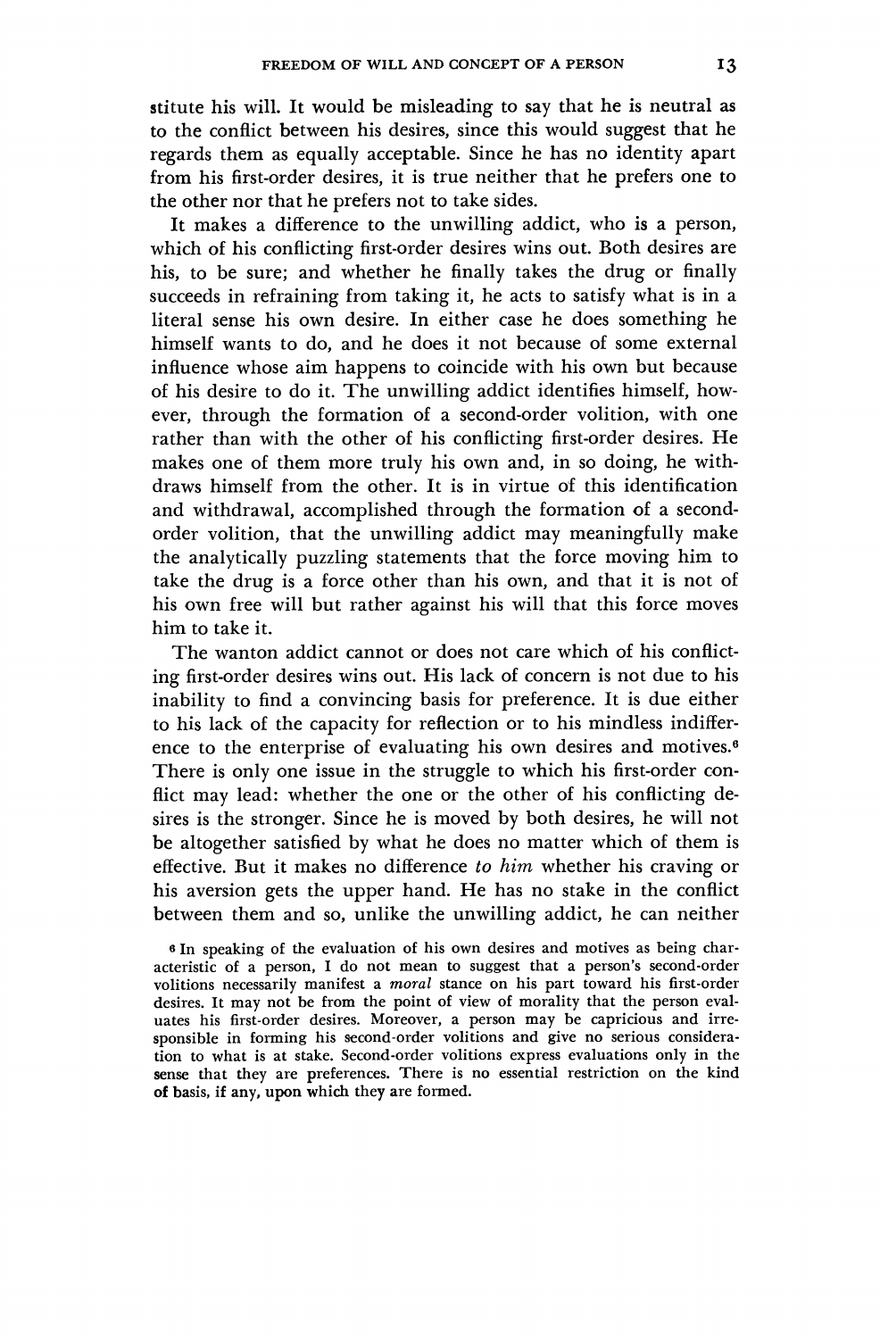stitute his will. It would be misleading to say that he is neutral as to the conflict between his desires, since this would suggest that he regards them as equally acceptable. Since he has no identity apart from his first-order desires, it is true neither that he prefers one to the other nor that he prefers not to take sides.

It makes a difference to the unwilling addict, who is a person, which of his conflicting first-order desires wins out. Both desires are his, to be sure; and whether he finally takes the drug or finally succeeds in refraining from taking it, he acts to satisfy what is in a literal sense his own desire. In either case he does something he himself wants to do, and he does it not because of some external influence whose aim happens to coincide with his own but because of his desire to do it. The unwilling addict identifies himself, however, through the formation of a second-order volition, with one rather than with the other of his conflicting first-order desires. He makes one of them more truly his own and, in so doing, he withdraws himself from the other. It is in virtue of this identification and withdrawal, accomplished through the formation of a second-order volition, that the unwilling addict may meaningfully make the analytically puzzling statements that the force moving him to take the drug is a force other than his own, and that it is not of his own free will but rather against his will that this force moves him to take it.

The wanton addict cannot or does not care which of his conflicting first-order desires wins out. His lack of concern is not due to his inability to find a convincing basis for preference. It is due either to his lack of the capacity for reflection or to his mindless indifference to the enterprise of evaluating his own desires and motives.[6] There is only one issue in the struggle to which his first-order conflict may lead: whether the one or the other of his conflicting desires is the stronger. Since he is moved by both desires, he will not be altogether satisfied by what he does no matter which of them is effective. But it makes no difference *to him* whether his craving or his aversion gets the upper hand. He has no stake in the conflict between them and so, unlike the unwilling addict, he can neither

[6] In speaking of the evaluation of his own desires and motives as being characteristic of a person, I do not mean to suggest that a person's second-order volitions necessarily manifest a *moral* stance on his part toward his first-order desires. It may not be from the point of view of morality that the person evaluates his first-order desires. Moreover, a person may be capricious and irresponsible in forming his second-order volitions and give no serious consideration to what is at stake. Second-order volitions express evaluations only in the sense that they are preferences. There is no essential restriction on the kind of basis, if any, upon which they are formed.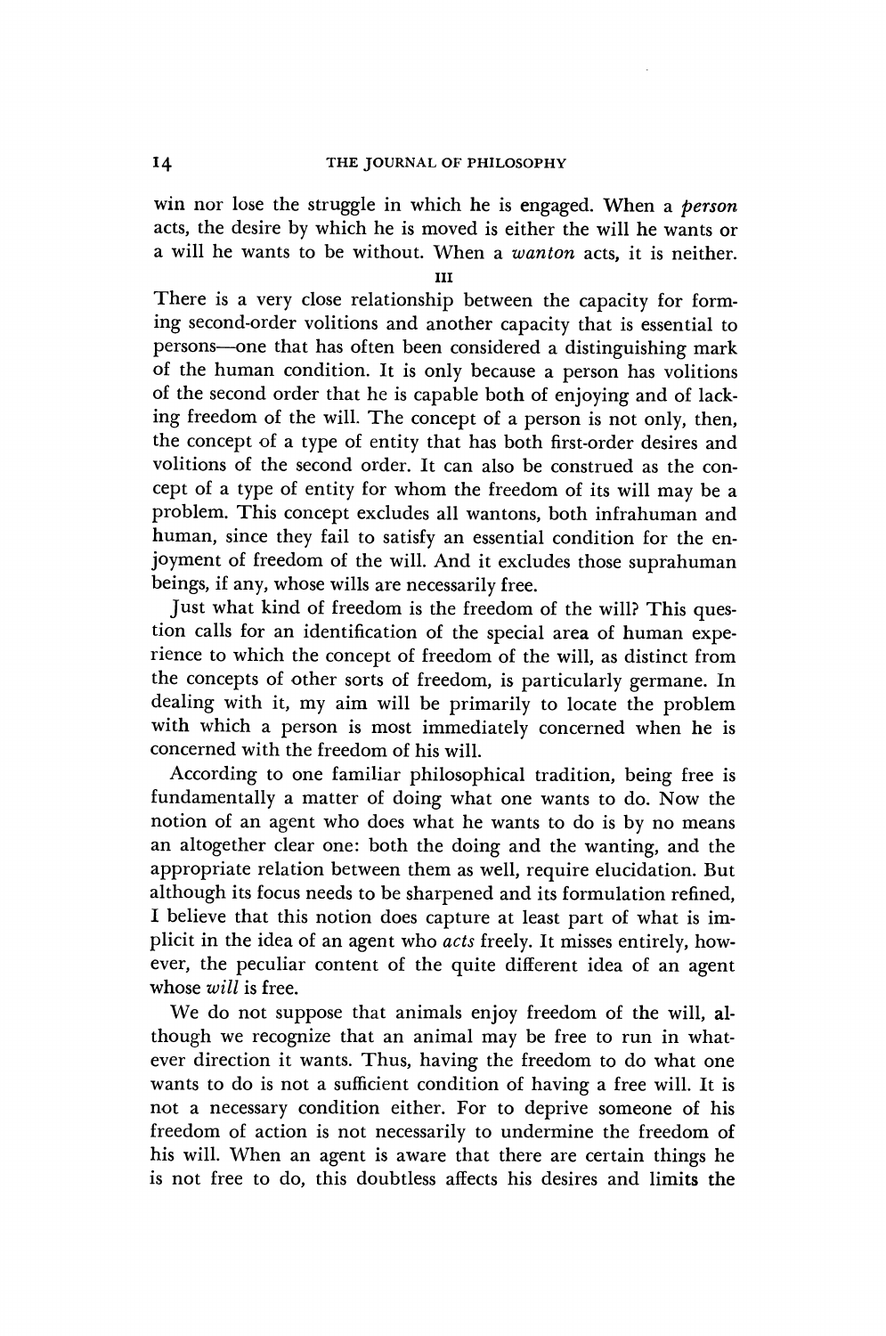win nor lose the struggle in which he is engaged. When a *person* acts, the desire by which he is moved is either the will he wants or a will he wants to be without. When a *wanton* acts, it is neither.

## III

There is a very close relationship between the capacity for forming second-order volitions and another capacity that is essential to persons—one that has often been considered a distinguishing mark of the human condition. It is only because a person has volitions of the second order that he is capable both of enjoying and of lacking freedom of the will. The concept of a person is not only, then, the concept of a type of entity that has both first-order desires and volitions of the second order. It can also be construed as the concept of a type of entity for whom the freedom of its will may be a problem. This concept excludes all wantons, both infrahuman and human, since they fail to satisfy an essential condition for the enjoyment of freedom of the will. And it excludes those suprahuman beings, if any, whose wills are necessarily free.

Just what kind of freedom is the freedom of the will? This question calls for an identification of the special area of human experience to which the concept of freedom of the will, as distinct from the concepts of other sorts of freedom, is particularly germane. In dealing with it, my aim will be primarily to locate the problem with which a person is most immediately concerned when he is concerned with the freedom of his will.

According to one familiar philosophical tradition, being free is fundamentally a matter of doing what one wants to do. Now the notion of an agent who does what he wants to do is by no means an altogether clear one: both the doing and the wanting, and the appropriate relation between them as well, require elucidation. But although its focus needs to be sharpened and its formulation refined, I believe that this notion does capture at least part of what is implicit in the idea of an agent who *acts* freely. It misses entirely, however, the peculiar content of the quite different idea of an agent whose *will* is free.

We do not suppose that animals enjoy freedom of the will, although we recognize that an animal may be free to run in whatever direction it wants. Thus, having the freedom to do what one wants to do is not a sufficient condition of having a free will. It is not a necessary condition either. For to deprive someone of his freedom of action is not necessarily to undermine the freedom of his will. When an agent is aware that there are certain things he is not free to do, this doubtless affects his desires and limits the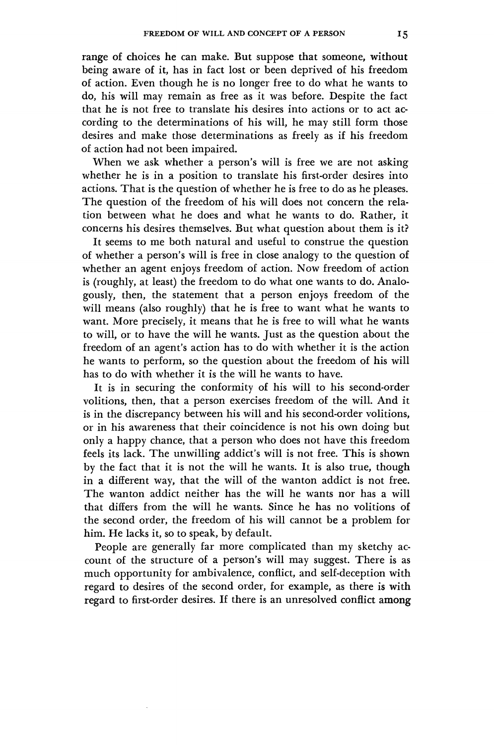range of choices he can make. But suppose that someone, without being aware of it, has in fact lost or been deprived of his freedom of action. Even though he is no longer free to do what he wants to do, his will may remain as free as it was before. Despite the fact that he is not free to translate his desires into actions or to act according to the determinations of his will, he may still form those desires and make those determinations as freely as if his freedom of action had not been impaired.

When we ask whether a person's will is free we are not asking whether he is in a position to translate his first-order desires into actions. That is the question of whether he is free to do as he pleases. The question of the freedom of his will does not concern the relation between what he does and what he wants to do. Rather, it concerns his desires themselves. But what question about them is it?

It seems to me both natural and useful to construe the question of whether a person's will is free in close analogy to the question of whether an agent enjoys freedom of action. Now freedom of action is (roughly, at least) the freedom to do what one wants to do. Analogously, then, the statement that a person enjoys freedom of the will means (also roughly) that he is free to want what he wants to want. More precisely, it means that he is free to will what he wants to will, or to have the will he wants. Just as the question about the freedom of an agent's action has to do with whether it is the action he wants to perform, so the question about the freedom of his will has to do with whether it is the will he wants to have.

It is in securing the conformity of his will to his second-order volitions, then, that a person exercises freedom of the will. And it is in the discrepancy between his will and his second-order volitions, or in his awareness that their coincidence is not his own doing but only a happy chance, that a person who does not have this freedom feels its lack. The unwilling addict's will is not free. This is shown by the fact that it is not the will he wants. It is also true, though in a different way, that the will of the wanton addict is not free. The wanton addict neither has the will he wants nor has a will that differs from the will he wants. Since he has no volitions of the second order, the freedom of his will cannot be a problem for him. He lacks it, so to speak, by default.

People are generally far more complicated than my sketchy account of the structure of a person's will may suggest. There is as much opportunity for ambivalence, conflict, and self-deception with regard to desires of the second order, for example, as there is with regard to first-order desires. If there is an unresolved conflict among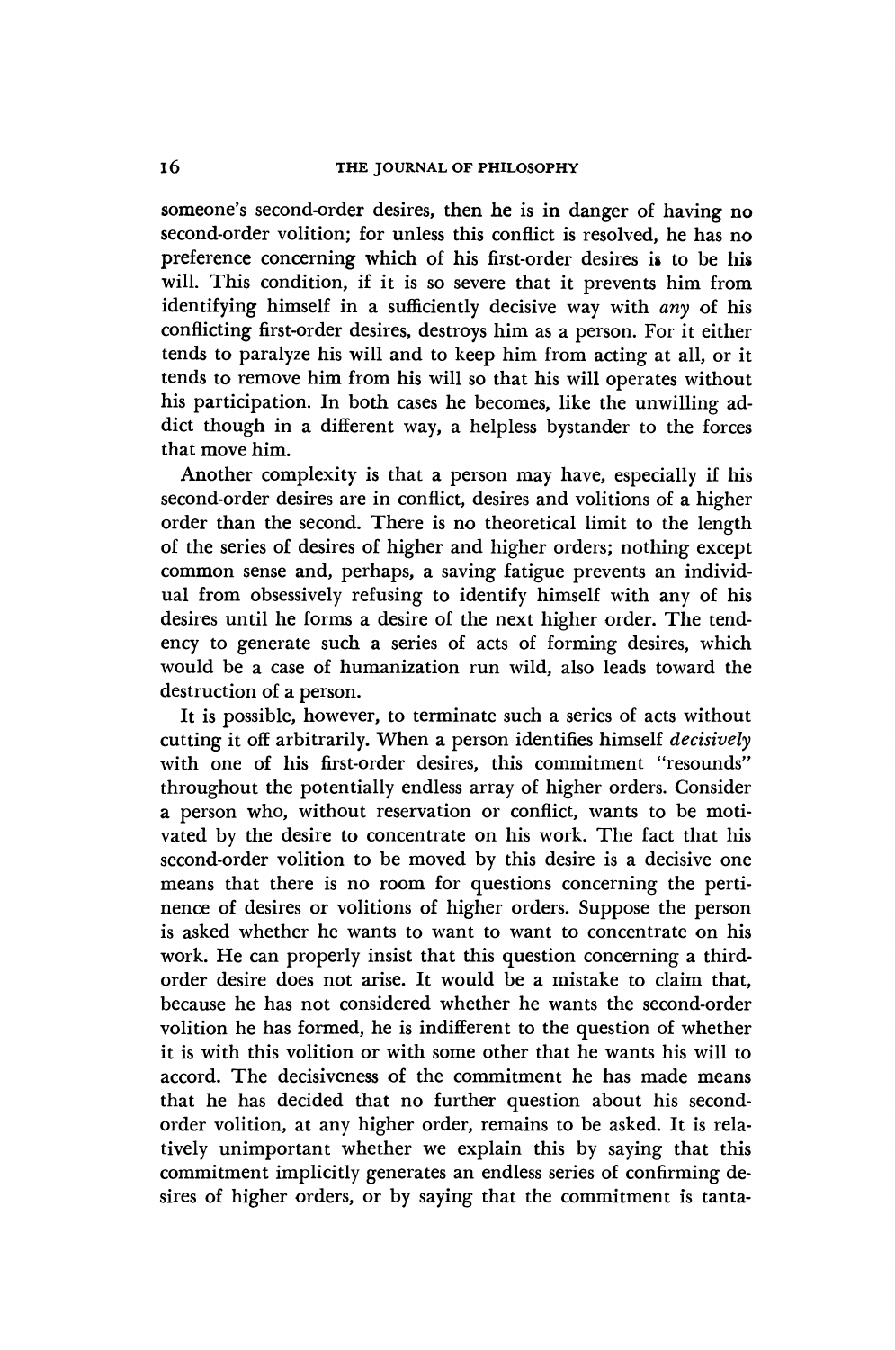someone's second-order desires, then he is in danger of having no second-order volition; for unless this conflict is resolved, he has no preference concerning which of his first-order desires is to be his will. This condition, if it is so severe that it prevents him from identifying himself in a sufficiently decisive way with *any* of his conflicting first-order desires, destroys him as a person. For it either tends to paralyze his will and to keep him from acting at all, or it tends to remove him from his will so that his will operates without his participation. In both cases he becomes, like the unwilling addict though in a different way, a helpless bystander to the forces that move him.

Another complexity is that a person may have, especially if his second-order desires are in conflict, desires and volitions of a higher order than the second. There is no theoretical limit to the length of the series of desires of higher and higher orders; nothing except common sense and, perhaps, a saving fatigue prevents an individual from obsessively refusing to identify himself with any of his desires until he forms a desire of the next higher order. The tendency to generate such a series of acts of forming desires, which would be a case of humanization run wild, also leads toward the destruction of a person.

It is possible, however, to terminate such a series of acts without cutting it off arbitrarily. When a person identifies himself *decisively* with one of his first-order desires, this commitment "resounds" throughout the potentially endless array of higher orders. Consider a person who, without reservation or conflict, wants to be motivated by the desire to concentrate on his work. The fact that his second-order volition to be moved by this desire is a decisive one means that there is no room for questions concerning the pertinence of desires or volitions of higher orders. Suppose the person is asked whether he wants to want to want to concentrate on his work. He can properly insist that this question concerning a third-order desire does not arise. It would be a mistake to claim that, because he has not considered whether he wants the second-order volition he has formed, he is indifferent to the question of whether it is with this volition or with some other that he wants his will to accord. The decisiveness of the commitment he has made means that he has decided that no further question about his second-order volition, at any higher order, remains to be asked. It is relatively unimportant whether we explain this by saying that this commitment implicitly generates an endless series of confirming desires of higher orders, or by saying that the commitment is tanta-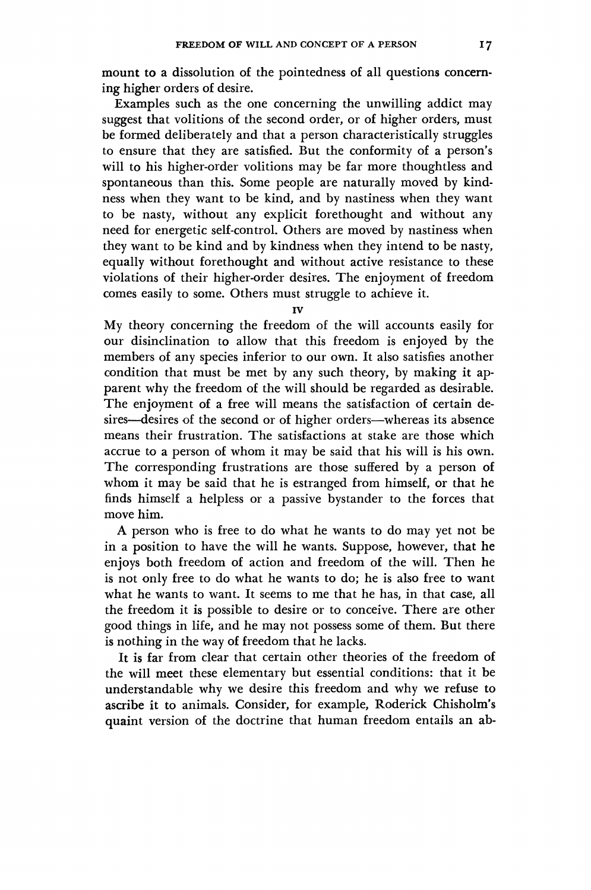mount to a dissolution of the pointedness of all questions concerning higher orders of desire.

Examples such as the one concerning the unwilling addict may suggest that volitions of the second order, or of higher orders, must be formed deliberately and that a person characteristically struggles to ensure that they are satisfied. But the conformity of a person's will to his higher-order volitions may be far more thoughtless and spontaneous than this. Some people are naturally moved by kindness when they want to be kind, and by nastiness when they want to be nasty, without any explicit forethought and without any need for energetic self-control. Others are moved by nastiness when they want to be kind and by kindness when they intend to be nasty, equally without forethought and without active resistance to these violations of their higher-order desires. The enjoyment of freedom comes easily to some. Others must struggle to achieve it.

## IV

My theory concerning the freedom of the will accounts easily for our disinclination to allow that this freedom is enjoyed by the members of any species inferior to our own. It also satisfies another condition that must be met by any such theory, by making it apparent why the freedom of the will should be regarded as desirable. The enjoyment of a free will means the satisfaction of certain desires—desires of the second or of higher orders—whereas its absence means their frustration. The satisfactions at stake are those which accrue to a person of whom it may be said that his will is his own. The corresponding frustrations are those suffered by a person of whom it may be said that he is estranged from himself, or that he finds himself a helpless or a passive bystander to the forces that move him.

A person who is free to do what he wants to do may yet not be in a position to have the will he wants. Suppose, however, that he enjoys both freedom of action and freedom of the will. Then he is not only free to do what he wants to do; he is also free to want what he wants to want. It seems to me that he has, in that case, all the freedom it is possible to desire or to conceive. There are other good things in life, and he may not possess some of them. But there is nothing in the way of freedom that he lacks.

It is far from clear that certain other theories of the freedom of the will meet these elementary but essential conditions: that it be understandable why we desire this freedom and why we refuse to ascribe it to animals. Consider, for example, Roderick Chisholm's quaint version of the doctrine that human freedom entails an ab-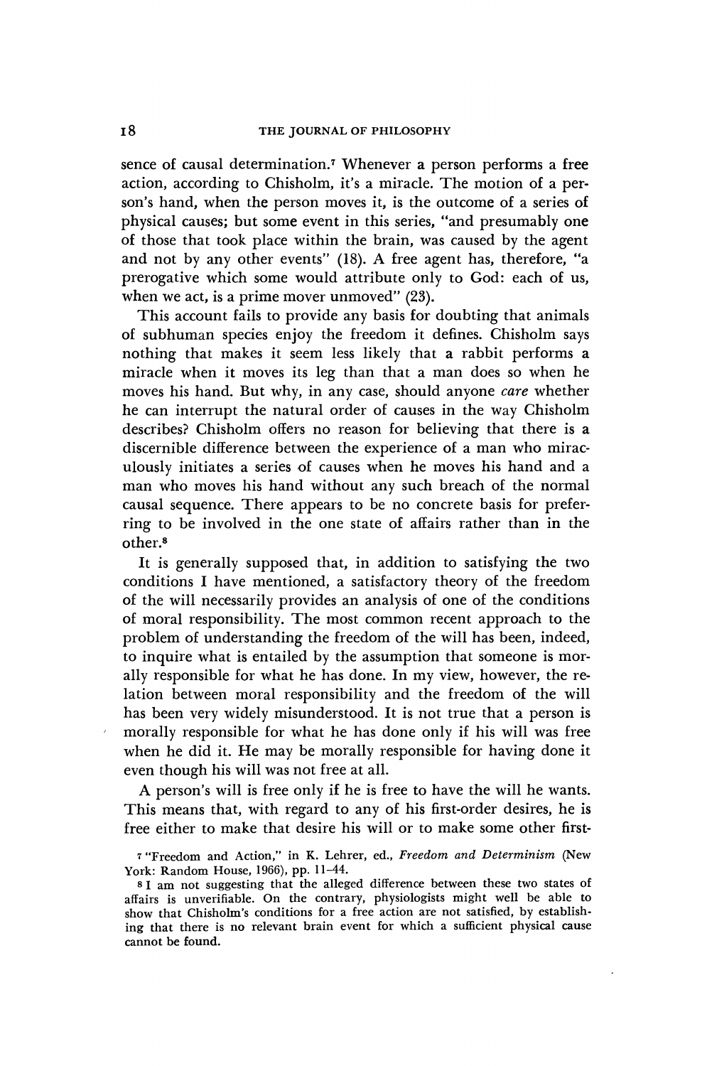sence of causal determination.[7] Whenever a person performs a free action, according to Chisholm, it's a miracle. The motion of a person's hand, when the person moves it, is the outcome of a series of physical causes; but some event in this series, "and presumably one of those that took place within the brain, was caused by the agent and not by any other events" (18). A free agent has, therefore, "a prerogative which some would attribute only to God: each of us, when we act, is a prime mover unmoved" (23).

This account fails to provide any basis for doubting that animals of subhuman species enjoy the freedom it defines. Chisholm says nothing that makes it seem less likely that a rabbit performs a miracle when it moves its leg than that a man does so when he moves his hand. But why, in any case, should anyone *care* whether he can interrupt the natural order of causes in the way Chisholm describes? Chisholm offers no reason for believing that there is a discernible difference between the experience of a man who miraculously initiates a series of causes when he moves his hand and a man who moves his hand without any such breach of the normal causal sequence. There appears to be no concrete basis for preferring to be involved in the one state of affairs rather than in the other.[8]

It is generally supposed that, in addition to satisfying the two conditions I have mentioned, a satisfactory theory of the freedom of the will necessarily provides an analysis of one of the conditions of moral responsibility. The most common recent approach to the problem of understanding the freedom of the will has been, indeed, to inquire what is entailed by the assumption that someone is morally responsible for what he has done. In my view, however, the relation between moral responsibility and the freedom of the will has been very widely misunderstood. It is not true that a person is morally responsible for what he has done only if his will was free when he did it. He may be morally responsible for having done it even though his will was not free at all.

A person's will is free only if he is free to have the will he wants. This means that, with regard to any of his first-order desires, he is free either to make that desire his will or to make some other first-

[7] "Freedom and Action," in K. Lehrer, ed., *Freedom and Determinism* (New York: Random House, 1966), pp. 11–44.

[8] I am not suggesting that the alleged difference between these two states of affairs is unverifiable. On the contrary, physiologists might well be able to show that Chisholm's conditions for a free action are not satisfied, by establishing that there is no relevant brain event for which a sufficient physical cause cannot be found.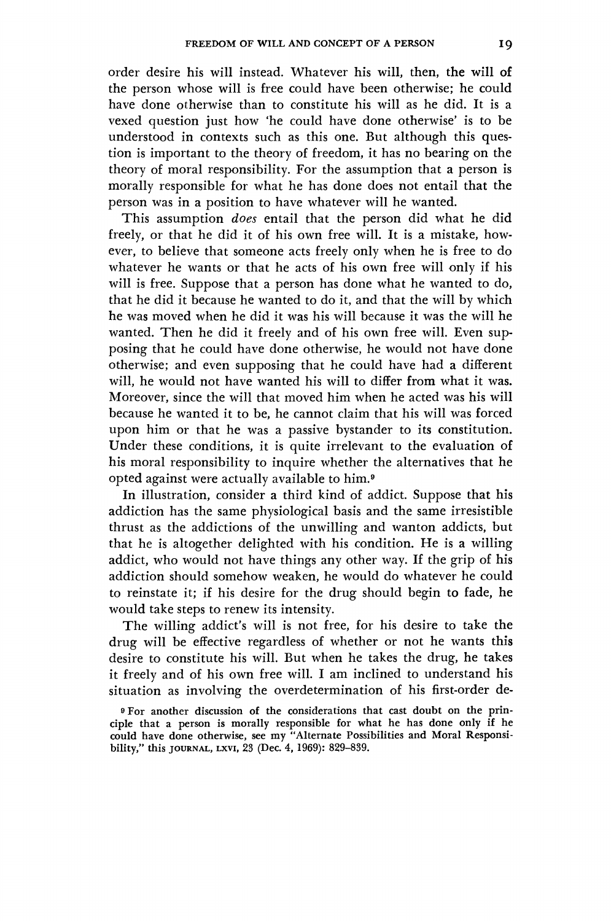order desire his will instead. Whatever his will, then, the will of the person whose will is free could have been otherwise; he could have done otherwise than to constitute his will as he did. It is a vexed question just how 'he could have done otherwise' is to be understood in contexts such as this one. But although this question is important to the theory of freedom, it has no bearing on the theory of moral responsibility. For the assumption that a person is morally responsible for what he has done does not entail that the person was in a position to have whatever will he wanted.

This assumption *does* entail that the person did what he did freely, or that he did it of his own free will. It is a mistake, however, to believe that someone acts freely only when he is free to do whatever he wants or that he acts of his own free will only if his will is free. Suppose that a person has done what he wanted to do, that he did it because he wanted to do it, and that the will by which he was moved when he did it was his will because it was the will he wanted. Then he did it freely and of his own free will. Even supposing that he could have done otherwise, he would not have done otherwise; and even supposing that he could have had a different will, he would not have wanted his will to differ from what it was. Moreover, since the will that moved him when he acted was his will because he wanted it to be, he cannot claim that his will was forced upon him or that he was a passive bystander to its constitution. Under these conditions, it is quite irrelevant to the evaluation of his moral responsibility to inquire whether the alternatives that he opted against were actually available to him.[9]

In illustration, consider a third kind of addict. Suppose that his addiction has the same physiological basis and the same irresistible thrust as the addictions of the unwilling and wanton addicts, but that he is altogether delighted with his condition. He is a willing addict, who would not have things any other way. If the grip of his addiction should somehow weaken, he would do whatever he could to reinstate it; if his desire for the drug should begin to fade, he would take steps to renew its intensity.

The willing addict's will is not free, for his desire to take the drug will be effective regardless of whether or not he wants this desire to constitute his will. But when he takes the drug, he takes it freely and of his own free will. I am inclined to understand his situation as involving the overdetermination of his first-order de-

[9] For another discussion of the considerations that cast doubt on the principle that a person is morally responsible for what he has done only if he could have done otherwise, see my "Alternate Possibilities and Moral Responsibility," this JOURNAL, LXVI, 23 (Dec. 4, 1969): 829–839.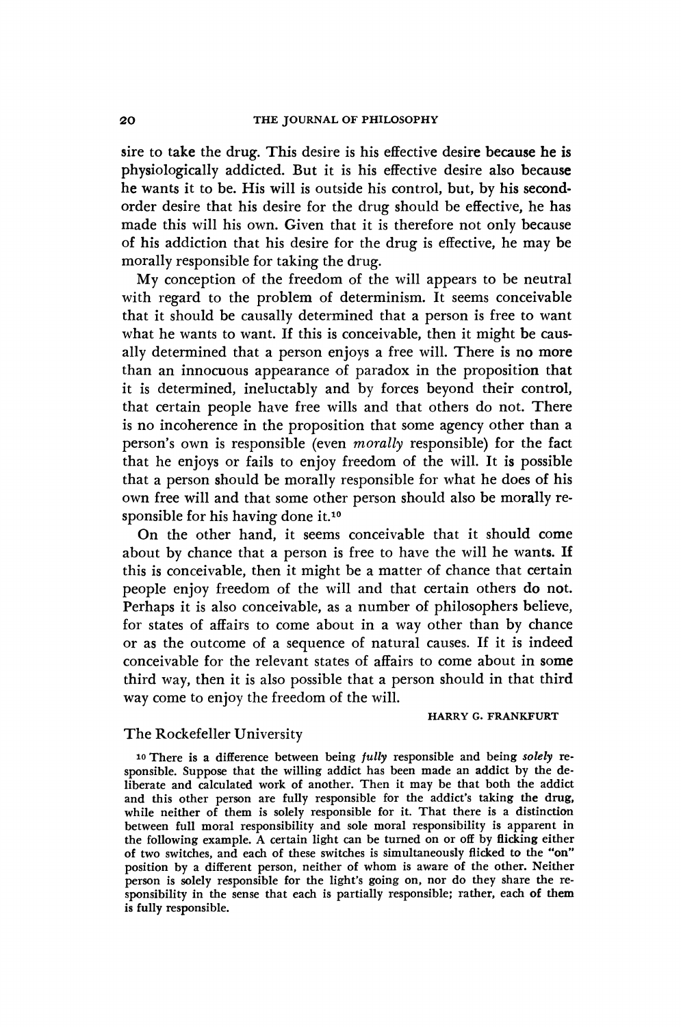sire to take the drug. This desire is his effective desire because he is physiologically addicted. But it is his effective desire also because he wants it to be. His will is outside his control, but, by his second-order desire that his desire for the drug should be effective, he has made this will his own. Given that it is therefore not only because of his addiction that his desire for the drug is effective, he may be morally responsible for taking the drug.

My conception of the freedom of the will appears to be neutral with regard to the problem of determinism. It seems conceivable that it should be causally determined that a person is free to want what he wants to want. If this is conceivable, then it might be causally determined that a person enjoys a free will. There is no more than an innocuous appearance of paradox in the proposition that it is determined, ineluctably and by forces beyond their control, that certain people have free wills and that others do not. There is no incoherence in the proposition that some agency other than a person's own is responsible (even *morally* responsible) for the fact that he enjoys or fails to enjoy freedom of the will. It is possible that a person should be morally responsible for what he does of his own free will and that some other person should also be morally responsible for his having done it.[10]

On the other hand, it seems conceivable that it should come about by chance that a person is free to have the will he wants. If this is conceivable, then it might be a matter of chance that certain people enjoy freedom of the will and that certain others do not. Perhaps it is also conceivable, as a number of philosophers believe, for states of affairs to come about in a way other than by chance or as the outcome of a sequence of natural causes. If it is indeed conceivable for the relevant states of affairs to come about in some third way, then it is also possible that a person should in that third way come to enjoy the freedom of the will.

HARRY G. FRANKFURT

The Rockefeller University

[10] There is a difference between being *fully* responsible and being *solely* responsible. Suppose that the willing addict has been made an addict by the deliberate and calculated work of another. Then it may be that both the addict and this other person are fully responsible for the addict's taking the drug, while neither of them is solely responsible for it. That there is a distinction between full moral responsibility and sole moral responsibility is apparent in the following example. A certain light can be turned on or off by flicking either of two switches, and each of these switches is simultaneously flicked to the "on" position by a different person, neither of whom is aware of the other. Neither person is solely responsible for the light's going on, nor do they share the responsibility in the sense that each is partially responsible; rather, each of them is fully responsible.